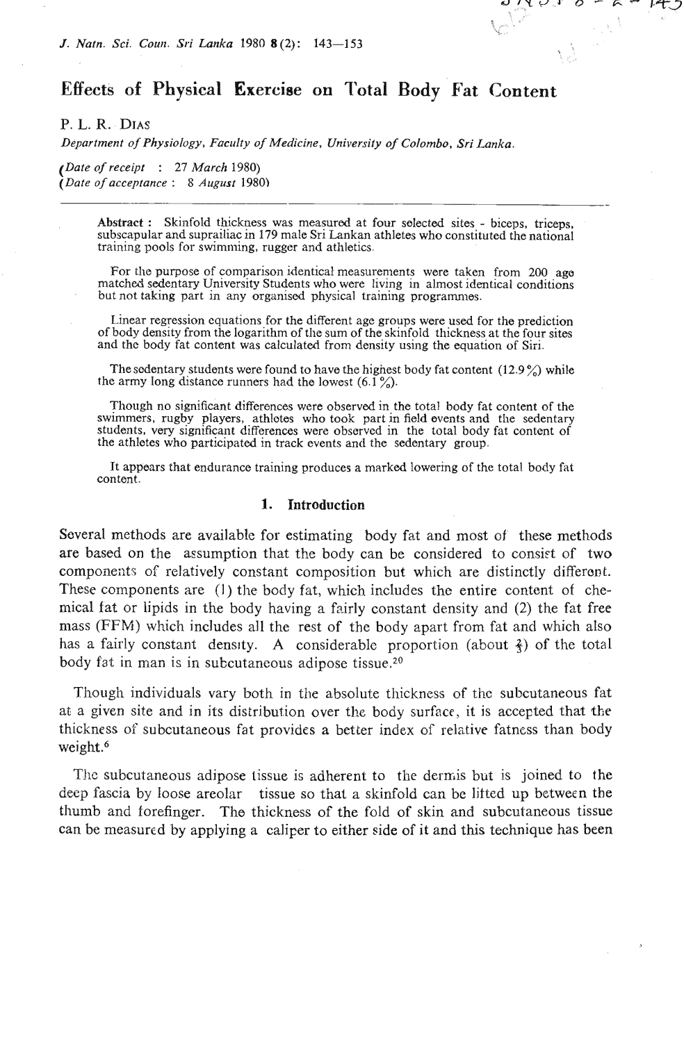# Effects of Physical Exercise on Total Body Fat Content

P. L. R. Dias

*Department of Physiology, Faculty of Medicine, University of Colombo, Sri Lanka.*

(*Date of receipt* : 27 *March* 1980)
(*Date of acceptance* : 8 *August* 1980)

---

**Abstract :** Skinfold thickness was measured at four selected sites - biceps, triceps, subscapular and suprailiac in 179 male Sri Lankan athletes who constituted the national training pools for swimming, rugger and athletics.

For the purpose of comparison identical measurements were taken from 200 age matched sedentary University Students who were living in almost identical conditions but not taking part in any organised physical training programmes.

Linear regression equations for the different age groups were used for the prediction of body density from the logarithm of the sum of the skinfold thickness at the four sites and the body fat content was calculated from density using the equation of Siri.

The sedentary students were found to have the highest body fat content (12.9 %) while the army long distance runners had the lowest (6.1 %).

Though no significant differences were observed in the total body fat content of the swimmers, rugby players, athletes who took part in field events and the sedentary students, very significant differences were observed in the total body fat content of the athletes who participated in track events and the sedentary group.

It appears that endurance training produces a marked lowering of the total body fat content.

## 1. Introduction

Several methods are available for estimating body fat and most of these methods are based on the assumption that the body can be considered to consist of two components of relatively constant composition but which are distinctly different. These components are (1) the body fat, which includes the entire content of chemical fat or lipids in the body having a fairly constant density and (2) the fat free mass (FFM) which includes all the rest of the body apart from fat and which also has a fairly constant density. A considerable proportion (about $\frac{2}{3}$) of the total body fat in man is in subcutaneous adipose tissue.[20]

Though individuals vary both in the absolute thickness of the subcutaneous fat at a given site and in its distribution over the body surface, it is accepted that the thickness of subcutaneous fat provides a better index of relative fatness than body weight.[6]

The subcutaneous adipose tissue is adherent to the dermis but is joined to the deep fascia by loose areolar tissue so that a skinfold can be lifted up between the thumb and forefinger. The thickness of the fold of skin and subcutaneous tissue can be measured by applying a caliper to either side of it and this technique has been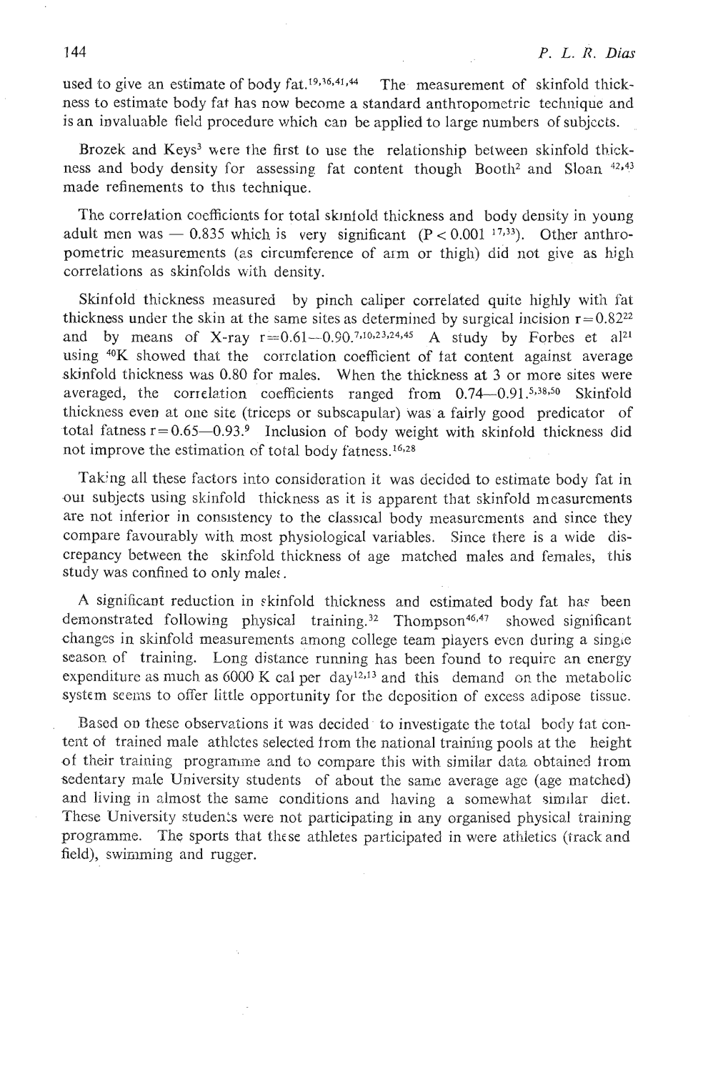used to give an estimate of body fat.[19,36,41,44] The measurement of skinfold thickness to estimate body fat has now become a standard anthropometric technique and is an invaluable field procedure which can be applied to large numbers of subjects.

Brozek and Keys[3] were the first to use the relationship between skinfold thickness and body density for assessing fat content though Booth[2] and Sloan [42,43] made refinements to this technique.

The correlation coefficients for total skinfold thickness and body density in young adult men was — 0.835 which is very significant ($P < 0.001$ [17,33]). Other anthropometric measurements (as circumference of arm or thigh) did not give as high correlations as skinfolds with density.

Skinfold thickness measured by pinch caliper correlated quite highly with fat thickness under the skin at the same sites as determined by surgical incision $r = 0.82$[22] and by means of X-ray $r = 0.61—0.90$.[7,10,23,24,45] A study by Forbes et al[21] using $^{40}K$ showed that the correlation coefficient of fat content against average skinfold thickness was 0.80 for males. When the thickness at 3 or more sites were averaged, the correlation coefficients ranged from 0.74—0.91.[5,38,50] Skinfold thickness even at one site (triceps or subscapular) was a fairly good predicator of total fatness $r = 0.65—0.93$.[9] Inclusion of body weight with skinfold thickness did not improve the estimation of total body fatness.[16,28]

Taking all these factors into consideration it was decided to estimate body fat in our subjects using skinfold thickness as it is apparent that skinfold measurements are not inferior in consistency to the classical body measurements and since they compare favourably with most physiological variables. Since there is a wide discrepancy between the skinfold thickness of age matched males and females, this study was confined to only males.

A significant reduction in skinfold thickness and estimated body fat has been demonstrated following physical training.[32] Thompson[46,47] showed significant changes in skinfold measurements among college team players even during a single season of training. Long distance running has been found to require an energy expenditure as much as 6000 K cal per day[12,13] and this demand on the metabolic system seems to offer little opportunity for the deposition of excess adipose tissue.

Based on these observations it was decided to investigate the total body fat content of trained male athletes selected from the national training pools at the height of their training programme and to compare this with similar data obtained from sedentary male University students of about the same average age (age matched) and living in almost the same conditions and having a somewhat similar diet. These University students were not participating in any organised physical training programme. The sports that these athletes participated in were athletics (track and field), swimming and rugger.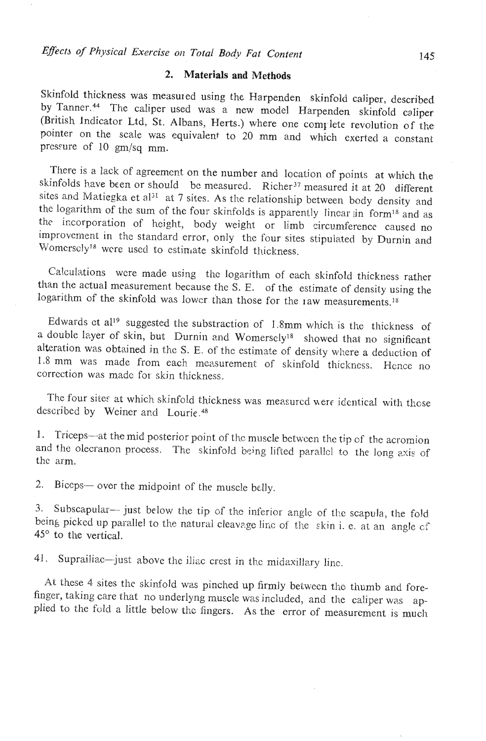## 2. Materials and Methods

Skinfold thickness was measured using the Harpenden skinfold caliper, described by Tanner.[44] The caliper used was a new model Harpenden skinfold caliper (British Indicator Ltd, St. Albans, Herts.) where one complete revolution of the pointer on the scale was equivalent to 20 mm and which exerted a constant pressure of 10 gm/sq mm.

There is a lack of agreement on the number and location of points at which the skinfolds have been or should be measured. Richer[37] measured it at 20 different sites and Matiegka et al[31] at 7 sites. As the relationship between body density and the logarithm of the sum of the four skinfolds is apparently linear in form[18] and as the incorporation of height, body weight or limb circumference caused no improvement in the standard error, only the four sites stipulated by Durnin and Womersely[18] were used to estimate skinfold thickness.

Calculations were made using the logarithm of each skinfold thickness rather than the actual measurement because the S. E. of the estimate of density using the logarithm of the skinfold was lower than those for the raw measurements.[18]

Edwards et al[19] suggested the substraction of 1.8mm which is the thickness of a double layer of skin, but Durnin and Womersely[18] showed that no significant alteration was obtained in the S. E. of the estimate of density where a deduction of 1.8 mm was made from each measurement of skinfold thickness. Hence no correction was made for skin thickness.

The four sites at which skinfold thickness was measured were identical with those described by Weiner and Lourie.[48]

1. Triceps—at the mid posterior point of the muscle between the tip of the acromion and the olecranon process. The skinfold being lifted parallel to the long axis of the arm.

2. Biceps— over the midpoint of the muscle belly.

3. Subscapular— just below the tip of the inferior angle of the scapula, the fold being picked up parallel to the natural cleavage line of the skin i. e. at an angle of 45° to the vertical.

4. Suprailiac—just above the iliac crest in the midaxillary line.

At these 4 sites the skinfold was pinched up firmly between the thumb and forefinger, taking care that no underlyng muscle was included, and the caliper was applied to the fold a little below the fingers. As the error of measurement is much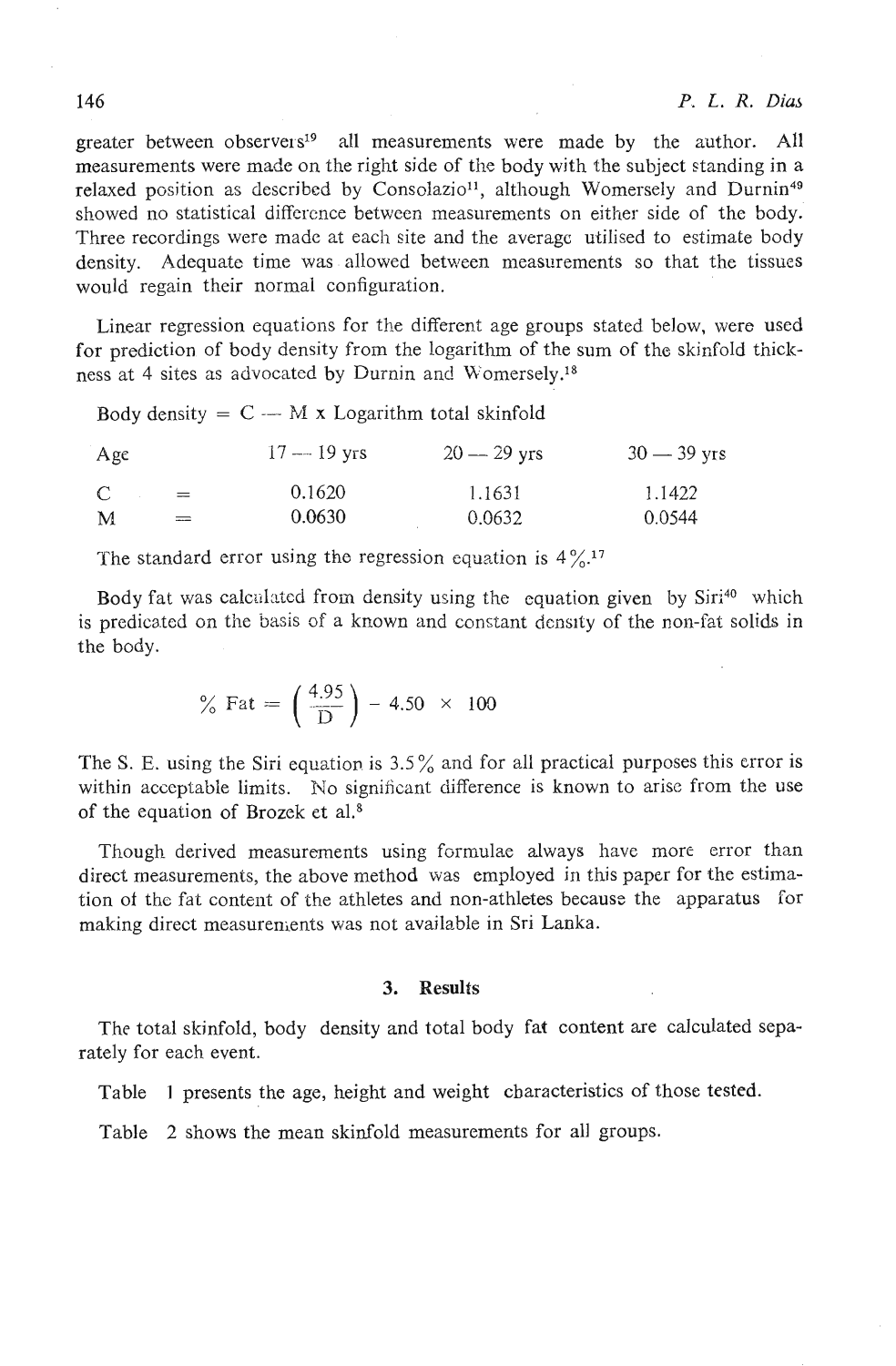greater between observers[19] all measurements were made by the author. All measurements were made on the right side of the body with the subject standing in a relaxed position as described by Consolazio[11], although Womersely and Durnin[49] showed no statistical difference between measurements on either side of the body. Three recordings were made at each site and the average utilised to estimate body density. Adequate time was allowed between measurements so that the tissues would regain their normal configuration.

Linear regression equations for the different age groups stated below, were used for prediction of body density from the logarithm of the sum of the skinfold thickness at 4 sites as advocated by Durnin and Womersely.[18]

Body density = C — M x Logarithm total skinfold

| Age | | 17 — 19 yrs | 20 — 29 yrs | 30 — 39 yrs |
|---|---|---|---|---|
| C | = | 0.1620 | 1.1631 | 1.1422 |
| M | = | 0.0630 | 0.0632 | 0.0544 |

The standard error using the regression equation is 4%.[17]

Body fat was calculated from density using the equation given by Siri[40] which is predicated on the basis of a known and constant density of the non-fat solids in the body.

$$\% \text{ Fat} = \left(\frac{4.95}{D}\right) - 4.50 \times 100$$

The S. E. using the Siri equation is 3.5% and for all practical purposes this error is within acceptable limits. No significant difference is known to arise from the use of the equation of Brozek et al.[8]

Though derived measurements using formulae always have more error than direct measurements, the above method was employed in this paper for the estimation of the fat content of the athletes and non-athletes because the apparatus for making direct measurements was not available in Sri Lanka.

## 3. Results

The total skinfold, body density and total body fat content are calculated separately for each event.

Table 1 presents the age, height and weight characteristics of those tested.

Table 2 shows the mean skinfold measurements for all groups.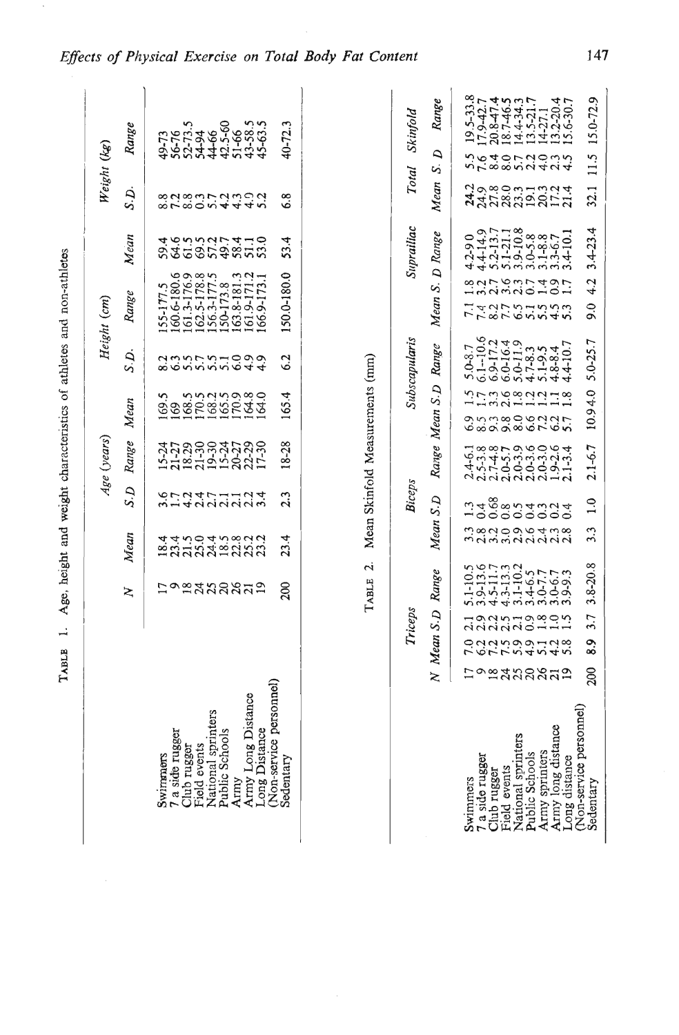TABLE 1. Age, height and weight characteristics of athletes and non-athletes

| | N | Age (years) | | | Height (cm) | | | Weight (kg) | | |
|---|---|---|---|---|---|---|---|---|---|---|
| | | Mean | S.D | Range | Mean | S.D. | Range | Mean | S.D. | Range |
| Swimmers | 17 | 18.4 | 3.6 | 15-24 | 169.5 | 8.2 | 155-177.5 | 59.4 | 8.8 | 49-73 |
| 7 a side rugger | 9 | 23.4 | 1.7 | 21-27 | 169 | 6.3 | 160.6-180.6 | 64.6 | 7.2 | 56-76 |
| Club rugger | 18 | 21.5 | 4.2 | 18.29 | 168.5 | 5.5 | 161.3-176.9 | 61.5 | 8.8 | 52-73.5 |
| Field events | 24 | 25.0 | 2.4 | 21-30 | 170.5 | 5.7 | 162.5-178.8 | 69.5 | 0.3 | 54-94 |
| National sprinters | 25 | 24.4 | 4.7 | 19-30 | 168.2 | 5.5 | 156.3-177.5 | 57.2 | 5.7 | 44-66 |
| Public Schools | 20 | 18.5 | 2.1 | 15-24 | 165.5 | 5.1 | 150-173.8 | 49.7 | 4.2 | 42.5-60 |
| Army | 26 | 22.8 | 2.1 | 20-27 | 170.9 | 6.0 | 163.8-181.3 | 58.4 | 4.3 | 51-66 |
| Army Long Distance | 21 | 25.2 | 2.2 | 22-29 | 164.8 | 4.9 | 161.9-171.2 | 51.1 | 4.9 | 43-58.5 |
| Long Distance (Non-service personnel) | 19 | 23.2 | 3.4 | 17-30 | 164.0 | 4.9 | 166.9-173.1 | 53.0 | 5.2 | 45-63.5 |
| Sedentary | 200 | 23.4 | 2.3 | 18-28 | 165.4 | 6.2 | 150.0-180.0 | 53.4 | 6.8 | 40-72.3 |

TABLE 2. Mean Skinfold Measurements (mm)

| | N | Triceps | | | Biceps | | | Subscapularis | | | Suprailiac | | | Total Skinfold | | |
|---|---|---|---|---|---|---|---|---|---|---|---|---|---|---|---|---|
| | | Mean | S.D | Range | Mean | S.D | Range | Mean | S.D | Range | Mean | S. D | Range | Mean | S. D | Range |
| Swimmers | 17 | 7.0 | 2.1 | 5.1-10.5 | 3.3 | 1.3 | 2.4-6.1 | 6.9 | 1.5 | 5.0-8.7 | 7.1 | 1.8 | 4.2-9.0 | 24.2 | 5.5 | 19.5-33.8 |
| 7 a side rugger | 9 | 6.2 | 2.9 | 3.9-13.6 | 2.8 | 0.4 | 2.5-3.8 | 8.5 | 1.7 | 6.1--10.6 | 7.4 | 3.2 | 4.4-14.9 | 24.9 | 7.6 | 17.9-42.7 |
| Club rugger | 18 | 7.2 | 2.2 | 4.5-11.7 | 2.2 | 0.68 | 2.7-4.8 | 9.3 | 3.3 | 6.9-17.2 | 8.2 | 2.7 | 5.2-13.7 | 27.8 | 8.4 | 20.8-47.4 |
| Field events | 24 | 7.5 | 2.5 | 4.3-13.3 | 3.0 | 0.8 | 2.0-5.7 | 9.8 | 2.6 | 6.0-16.4 | 7.7 | 3.6 | 5.1-21.1 | 28.0 | 8.0 | 18.7-46.5 |
| National sprinters | 25 | 5.9 | 2.1 | 3.1-10.2 | 2.9 | 0.5 | 2.0-3.9 | 8.0 | 1.8 | 5.0-11.9 | 6.5 | 2.3 | 3.9-10.8 | 23.3 | 5.7 | 14.4-34.3 |
| Public Schools | 20 | 4.9 | 0.9 | 3.4-6.5 | 2.6 | 0.4 | 2.0-3.6 | 6.6 | 1.2 | 4.7-8.3 | 5.1 | 0.7 | 3.0-5.8 | 19.1 | 2.2 | 13.5-21.7 |
| Army sprinters | 26 | 5.1 | 1.8 | 3.0-7.7 | 2.4 | 0.3 | 2.0-3.0 | 7.2 | 1.2 | 5.1-9.5 | 5.5 | 1.4 | 3.1-8.8 | 20.3 | 4.0 | 14-27.1 |
| Army long distance | 21 | 4.2 | 1.0 | 3.0-6.7 | 2.3 | 0.2 | 1.9-2.6 | 6.2 | 1.1 | 4.8-8.4 | 4.5 | 0.9 | 3.3-6.7 | 17.2 | 2.3 | 13.2-20.4 |
| Long distance (Non-service personnel) | 19 | 5.8 | 1.5 | 3.9-9.3 | 2.8 | 0.4 | 2.1-3.4 | 5.7 | 1.8 | 4.4-10.7 | 5.3 | 1.7 | 3.4-10.1 | 21.4 | 4.5 | 15.6-30.7 |
| Sedentary | 200 | 8.9 | 3.7 | 3.8-20.8 | 3.3 | 1.0 | 2.1-6.7 | 10.9 | 4.0 | 5.0-25.7 | 9.0 | 4.2 | 3.4-23.4 | 32.1 | 11.5 | 15.0-72.9 |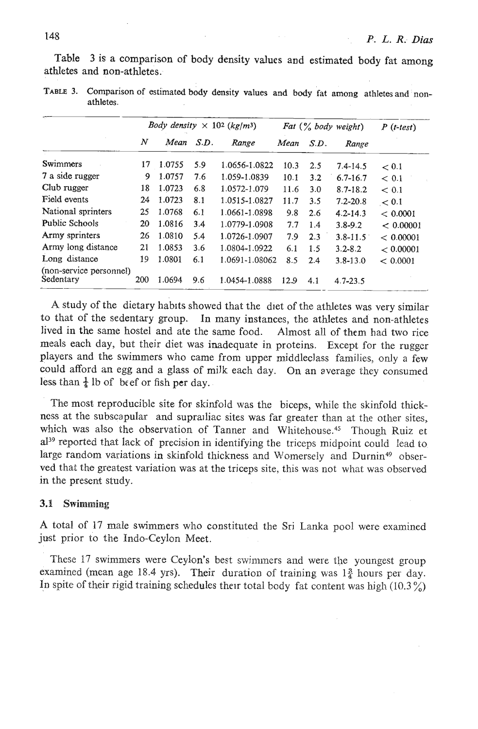Table 3 is a comparison of body density values and estimated body fat among athletes and non-athletes.

TABLE 3. Comparison of estimated body density values and body fat among athletes and non-athletes.

| | Body density × $10^2$ (kg/m³) | | | | Fat (% body weight) | | | P (t-test) |
|---|---|---|---|---|---|---|---|---|
| | N | Mean | S.D. | Range | Mean | S.D. | Range | |
| Swimmers | 17 | 1.0755 | 5.9 | 1.0656-1.0822 | 10.3 | 2.5 | 7.4-14.5 | < 0.1 |
| 7 a side rugger | 9 | 1.0757 | 7.6 | 1.059-1.0839 | 10.1 | 3.2 | 6.7-16.7 | < 0.1 |
| Club rugger | 18 | 1.0723 | 6.8 | 1.0572-1.079 | 11.6 | 3.0 | 8.7-18.2 | < 0.1 |
| Field events | 24 | 1.0723 | 8.1 | 1.0515-1.0827 | 11.7 | 3.5 | 7.2-20.8 | < 0.1 |
| National sprinters | 25 | 1.0768 | 6.1 | 1.0661-1.0898 | 9.8 | 2.6 | 4.2-14.3 | < 0.0001 |
| Public Schools | 20 | 1.0816 | 3.4 | 1.0779-1.0908 | 7.7 | 1.4 | 3.8-9.2 | < 0.00001 |
| Army sprinters | 26 | 1.0810 | 5.4 | 1.0726-1.0907 | 7.9 | 2.3 | 3.8-11.5 | < 0.00001 |
| Army long distance | 21 | 1.0853 | 3.6 | 1.0804-1.0922 | 6.1 | 1.5 | 3.2-8.2 | < 0.00001 |
| Long distance (non-service personnel) | 19 | 1.0801 | 6.1 | 1.0691-1.08062 | 8.5 | 2.4 | 3.8-13.0 | < 0.0001 |
| Sedentary | 200 | 1.0694 | 9.6 | 1.0454-1.0888 | 12.9 | 4.1 | 4.7-23.5 | |

A study of the dietary habits showed that the diet of the athletes was very similar to that of the sedentary group. In many instances, the athletes and non-athletes lived in the same hostel and ate the same food. Almost all of them had two rice meals each day, but their diet was inadequate in proteins. Except for the rugger players and the swimmers who came from upper middleclass families, only a few could afford an egg and a glass of milk each day. On an average they consumed less than ½ lb of beef or fish per day.

The most reproducible site for skinfold was the biceps, while the skinfold thickness at the subscapular and suprailiac sites was far greater than at the other sites, which was also the observation of Tanner and Whitehouse.[45] Though Ruiz et al[39] reported that lack of precision in identifying the triceps midpoint could lead to large random variations in skinfold thickness and Womersely and Durnin[49] observed that the greatest variation was at the triceps site, this was not what was observed in the present study.

### 3.1 Swimming

A total of 17 male swimmers who constituted the Sri Lanka pool were examined just prior to the Indo-Ceylon Meet.

These 17 swimmers were Ceylon's best swimmers and were the youngest group examined (mean age 18.4 yrs). Their duration of training was 1¾ hours per day. In spite of their rigid training schedules their total body fat content was high (10.3%)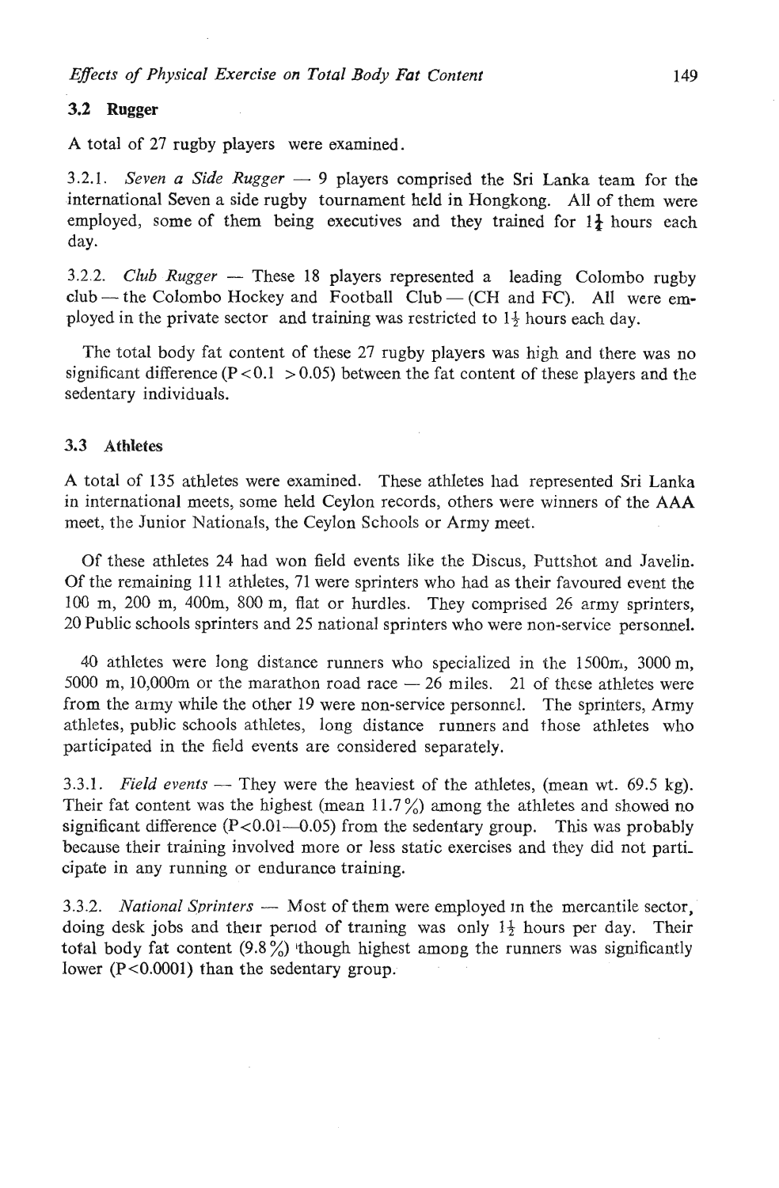### 3.2 Rugger

A total of 27 rugby players were examined.

3.2.1. *Seven a Side Rugger* — 9 players comprised the Sri Lanka team for the international Seven a side rugby tournament held in Hongkong. All of them were employed, some of them being executives and they trained for 1½ hours each day.

3.2.2. *Club Rugger* — These 18 players represented a leading Colombo rugby club — the Colombo Hockey and Football Club — (CH and FC). All were employed in the private sector and training was restricted to 1½ hours each day.

The total body fat content of these 27 rugby players was high and there was no significant difference ($P < 0.1 > 0.05$) between the fat content of these players and the sedentary individuals.

### 3.3 Athletes

A total of 135 athletes were examined. These athletes had represented Sri Lanka in international meets, some held Ceylon records, others were winners of the AAA meet, the Junior Nationals, the Ceylon Schools or Army meet.

Of these athletes 24 had won field events like the Discus, Puttshot and Javelin. Of the remaining 111 athletes, 71 were sprinters who had as their favoured event the 100 m, 200 m, 400m, 800 m, flat or hurdles. They comprised 26 army sprinters, 20 Public schools sprinters and 25 national sprinters who were non-service personnel.

40 athletes were long distance runners who specialized in the 1500m, 3000 m, 5000 m, 10,000m or the marathon road race — 26 miles. 21 of these athletes were from the army while the other 19 were non-service personnel. The sprinters, Army athletes, public schools athletes, long distance runners and those athletes who participated in the field events are considered separately.

3.3.1. *Field events* — They were the heaviest of the athletes, (mean wt. 69.5 kg). Their fat content was the highest (mean 11.7%) among the athletes and showed no significant difference ($P < 0.01$—$0.05$) from the sedentary group. This was probably because their training involved more or less static exercises and they did not participate in any running or endurance training.

3.3.2. *National Sprinters* — Most of them were employed in the mercantile sector, doing desk jobs and their period of training was only 1½ hours per day. Their total body fat content (9.8%) though highest among the runners was significantly lower ($P < 0.0001$) than the sedentary group.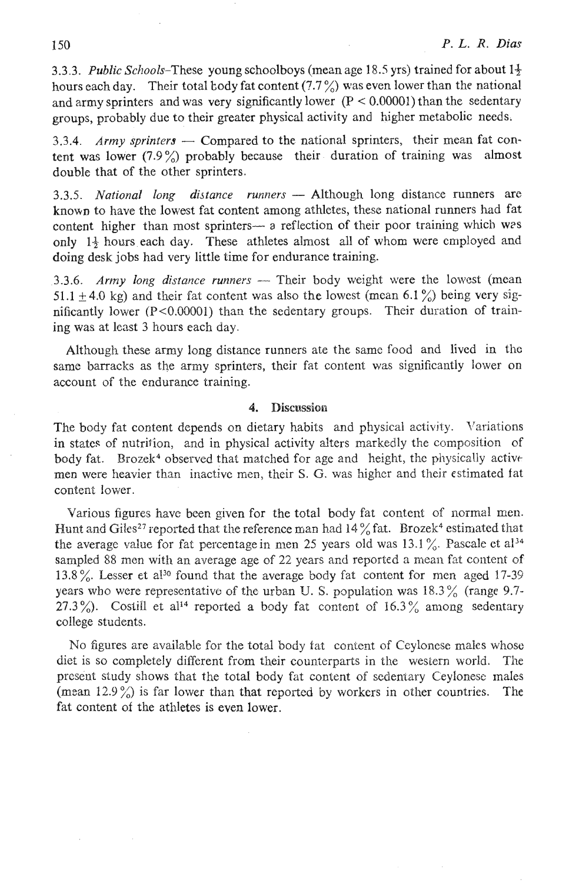3.3.3. *Public Schools*-These young schoolboys (mean age 18.5 yrs) trained for about 1½ hours each day. Their total body fat content (7.7 %) was even lower than the national and army sprinters and was very significantly lower ($P < 0.00001$) than the sedentary groups, probably due to their greater physical activity and higher metabolic needs.

3.3.4. *Army sprinters* — Compared to the national sprinters, their mean fat content was lower (7.9 %) probably because their duration of training was almost double that of the other sprinters.

3.3.5. *National long distance runners* — Although long distance runners are known to have the lowest fat content among athletes, these national runners had fat content higher than most sprinters— a reflection of their poor training which was only 1½ hours each day. These athletes almost all of whom were employed and doing desk jobs had very little time for endurance training.

3.3.6. *Army long distance runners* — Their body weight were the lowest (mean $51.1 \pm 4.0$ kg) and their fat content was also the lowest (mean 6.1 %) being very significantly lower ($P<0.00001$) than the sedentary groups. Their duration of training was at least 3 hours each day.

Although these army long distance runners ate the same food and lived in the same barracks as the army sprinters, their fat content was significantly lower on account of the endurance training.

## 4. Discussion

The body fat content depends on dietary habits and physical activity. Variations in states of nutrition, and in physical activity alters markedly the composition of body fat. Brozek[4] observed that matched for age and height, the physically active men were heavier than inactive men, their S. G. was higher and their estimated fat content lower.

Various figures have been given for the total body fat content of normal men. Hunt and Giles[27] reported that the reference man had 14 % fat. Brozek[4] estimated that the average value for fat percentage in men 25 years old was 13.1 %. Pascale et al[34] sampled 88 men with an average age of 22 years and reported a mean fat content of 13.8 %. Lesser et al[30] found that the average body fat content for men aged 17-39 years who were representative of the urban U. S. population was 18.3 % (range 9.7-27.3 %). Costill et al[14] reported a body fat content of 16.3 % among sedentary college students.

No figures are available for the total body fat content of Ceylonese males whose diet is so completely different from their counterparts in the western world. The present study shows that the total body fat content of sedentary Ceylonese males (mean 12.9 %) is far lower than that reported by workers in other countries. The fat content of the athletes is even lower.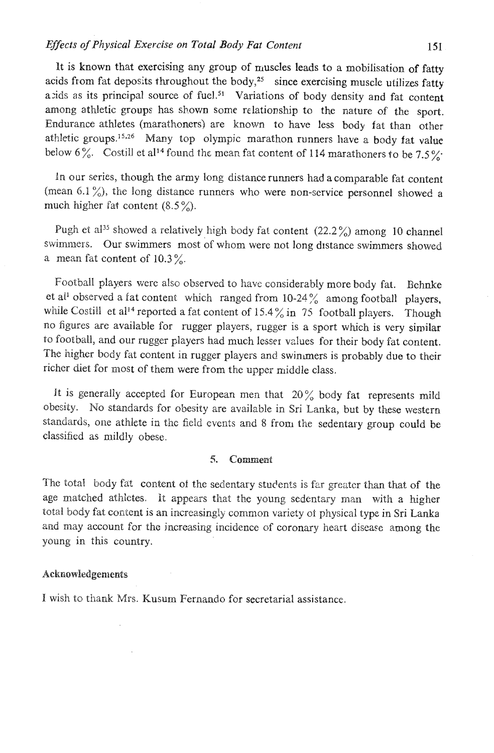It is known that exercising any group of muscles leads to a mobilisation of fatty acids from fat deposits throughout the body,[25] since exercising muscle utilizes fatty acids as its principal source of fuel.[51] Variations of body density and fat content among athletic groups has shown some relationship to the nature of the sport. Endurance athletes (marathoners) are known to have less body fat than other athletic groups.[15,26] Many top olympic marathon runners have a body fat value below 6%. Costill et al[14] found the mean fat content of 114 marathoners to be 7.5%.

In our series, though the army long distance runners had a comparable fat content (mean 6.1%), the long distance runners who were non-service personnel showed a much higher fat content (8.5%).

Pugh et al[35] showed a relatively high body fat content (22.2%) among 10 channel swimmers. Our swimmers most of whom were not long distance swimmers showed a mean fat content of 10.3%.

Football players were also observed to have considerably more body fat. Behnke et al[1] observed a fat content which ranged from 10-24% among football players, while Costill et al[14] reported a fat content of 15.4% in 75 football players. Though no figures are available for rugger players, rugger is a sport which is very similar to football, and our rugger players had much lesser values for their body fat content. The higher body fat content in rugger players and swimmers is probably due to their richer diet for most of them were from the upper middle class.

It is generally accepted for European men that 20% body fat represents mild obesity. No standards for obesity are available in Sri Lanka, but by these western standards, one athlete in the field events and 8 from the sedentary group could be classified as mildly obese.

## 5. Comment

The total body fat content of the sedentary students is far greater than that of the age matched athletes. It appears that the young sedentary man with a higher total body fat content is an increasingly common variety of physical type in Sri Lanka and may account for the increasing incidence of coronary heart disease among the young in this country.

### Acknowledgements

I wish to thank Mrs. Kusum Fernando for secretarial assistance.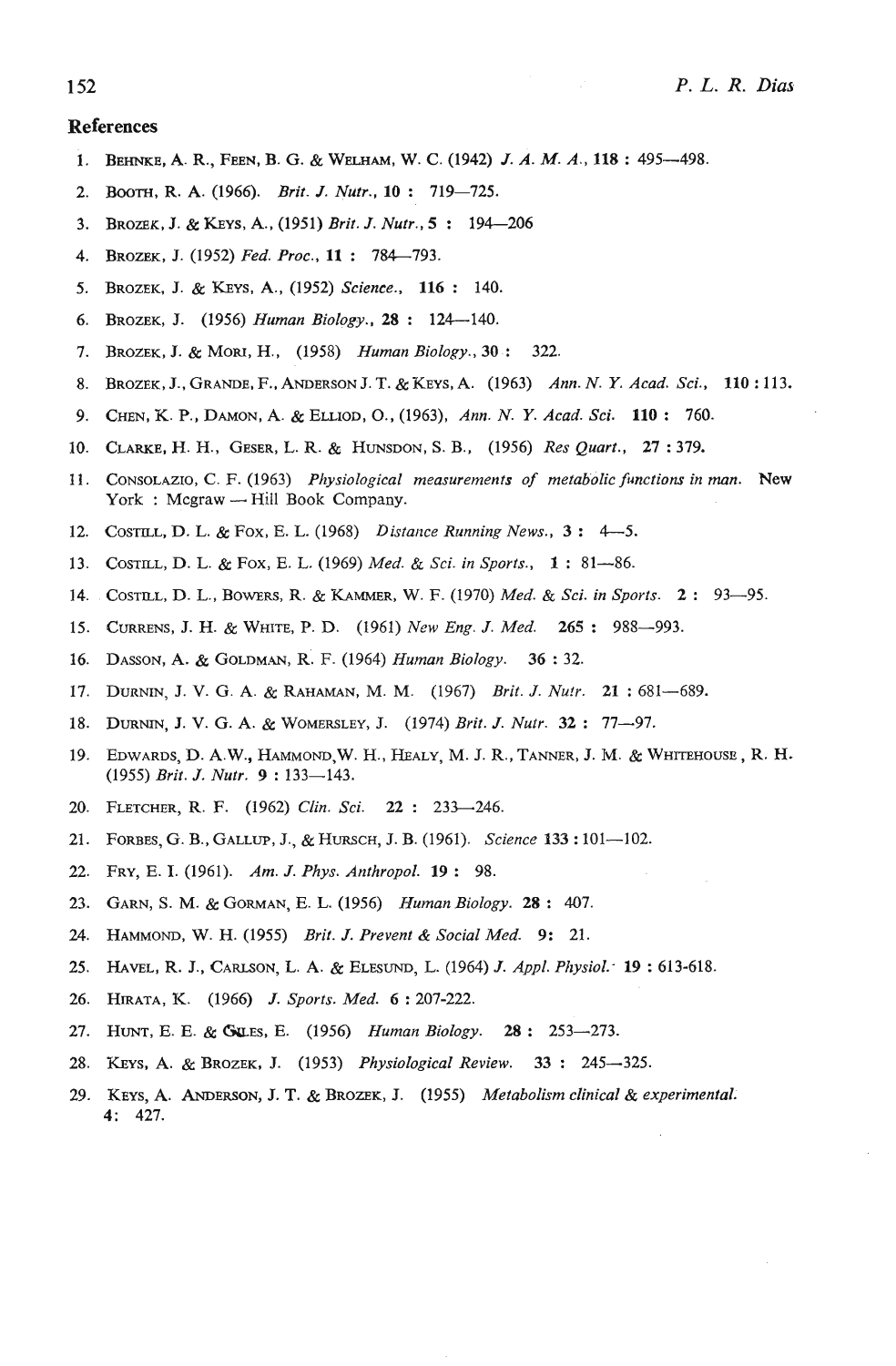## References

1. BEHNKE, A. R., FEEN, B. G. & WELHAM, W. C. (1942) *J. A. M. A.*, **118** : 495—498.
2. BOOTH, R. A. (1966). *Brit. J. Nutr.*, **10** : 719—725.
3. BROZEK, J. & KEYS, A., (1951) *Brit. J. Nutr.*, **5** : 194—206
4. BROZEK, J. (1952) *Fed. Proc.*, **11** : 784—793.
5. BROZEK, J. & KEYS, A., (1952) *Science.*, **116** : 140.
6. BROZEK, J. (1956) *Human Biology.*, **28** : 124—140.
7. BROZEK, J. & MORI, H., (1958) *Human Biology.*, **30** : 322.
8. BROZEK, J., GRANDE, F., ANDERSON J. T. & KEYS, A. (1963) *Ann. N. Y. Acad. Sci.*, **110** : 113.
9. CHEN, K. P., DAMON, A. & ELLIOD, O., (1963), *Ann. N. Y. Acad. Sci.* **110** : 760.
10. CLARKE, H. H., GESER, L. R. & HUNSDON, S. B., (1956) *Res Quart.*, **27** : 379.
11. CONSOLAZIO, C. F. (1963) *Physiological measurements of metabolic functions in man.* New York : Mcgraw — Hill Book Company.
12. COSTILL, D. L. & FOX, E. L. (1968) *Distance Running News.*, **3** : 4—5.
13. COSTILL, D. L. & FOX, E. L. (1969) *Med. & Sci. in Sports.*, **1** : 81—86.
14. COSTILL, D. L., BOWERS, R. & KAMMER, W. F. (1970) *Med. & Sci. in Sports.* **2** : 93—95.
15. CURRENS, J. H. & WHITE, P. D. (1961) *New Eng. J. Med.* **265** : 988—993.
16. DASSON, A. & GOLDMAN, R. F. (1964) *Human Biology.* **36** : 32.
17. DURNIN, J. V. G. A. & RAHAMAN, M. M. (1967) *Brit. J. Nutr.* **21** : 681—689.
18. DURNIN, J. V. G. A. & WOMERSLEY, J. (1974) *Brit. J. Nutr.* **32** : 77—97.
19. EDWARDS, D. A.W., HAMMOND,W. H., HEALY, M. J. R., TANNER, J. M. & WHITEHOUSE, R. H. (1955) *Brit. J. Nutr.* **9** : 133—143.
20. FLETCHER, R. F. (1962) *Clin. Sci.* **22** : 233—246.
21. FORBES, G. B., GALLUP, J., & HURSCH, J. B. (1961). *Science* **133** : 101—102.
22. FRY, E. I. (1961). *Am. J. Phys. Anthropol.* **19** : 98.
23. GARN, S. M. & GORMAN, E. L. (1956) *Human Biology.* **28** : 407.
24. HAMMOND, W. H. (1955) *Brit. J. Prevent & Social Med.* **9**: 21.
25. HAVEL, R. J., CARLSON, L. A. & ELESUND, L. (1964) *J. Appl. Physiol.* **19** : 613-618.
26. HIRATA, K. (1966) *J. Sports. Med.* **6** : 207-222.
27. HUNT, E. E. & GILES, E. (1956) *Human Biology.* **28** : 253—273.
28. KEYS, A. & BROZEK, J. (1953) *Physiological Review.* **33** : 245—325.
29. KEYS, A. ANDERSON, J. T. & BROZEK, J. (1955) *Metabolism clinical & experimental.* **4**: 427.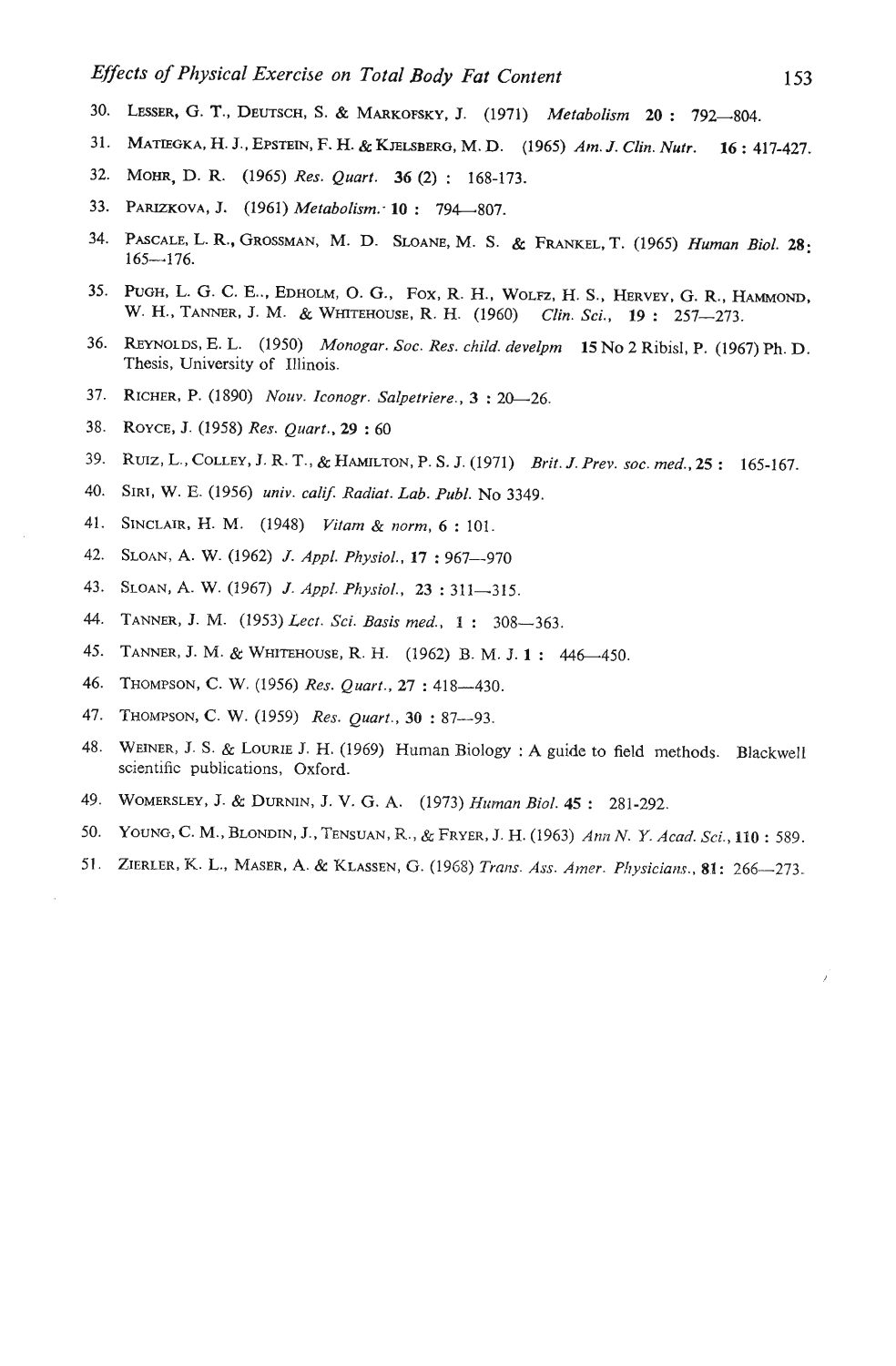30. LESSER, G. T., DEUTSCH, S. & MARKOFSKY, J. (1971) *Metabolism* **20** : 792—804.

31. MATIEGKA, H. J., EPSTEIN, F. H. & KJELSBERG, M. D. (1965) *Am. J. Clin. Nutr.* **16** : 417-427.

32. MOHR, D. R. (1965) *Res. Quart.* **36** (2) : 168-173.

33. PARIZKOVA, J. (1961) *Metabolism.* **10** : 794—807.

34. PASCALE, L. R., GROSSMAN, M. D. SLOANE, M. S. & FRANKEL, T. (1965) *Human Biol.* **28**: 165—176.

35. PUGH, L. G. C. E.., EDHOLM, O. G., FOX, R. H., WOLFZ, H. S., HERVEY, G. R., HAMMOND, W. H., TANNER, J. M. & WHITEHOUSE, R. H. (1960) *Clin. Sci.*, **19** : 257—273.

36. REYNOLDS, E. L. (1950) *Monogar. Soc. Res. child. develpm* **15** No 2 Ribisl, P. (1967) Ph. D. Thesis, University of Illinois.

37. RICHER, P. (1890) *Nouv. Iconogr. Salpetriere.*, **3** : 20—26.

38. ROYCE, J. (1958) *Res. Quart.*, **29** : 60

39. RUIZ, L., COLLEY, J. R. T., & HAMILTON, P. S. J. (1971) *Brit. J. Prev. soc. med.*, **25** : 165-167.

40. SIRI, W. E. (1956) *univ. calif. Radiat. Lab. Publ.* No 3349.

41. SINCLAIR, H. M. (1948) *Vitam & norm*, **6** : 101.

42. SLOAN, A. W. (1962) *J. Appl. Physiol.*, **17** : 967—970

43. SLOAN, A. W. (1967) *J. Appl. Physiol.*, **23** : 311—315.

44. TANNER, J. M. (1953) *Lect. Sci. Basis med.*, **1** : 308—363.

45. TANNER, J. M. & WHITEHOUSE, R. H. (1962) B. M. J. **1** : 446—450.

46. THOMPSON, C. W. (1956) *Res. Quart.*, **27** : 418—430.

47. THOMPSON, C. W. (1959) *Res. Quart.*, **30** : 87—93.

48. WEINER, J. S. & LOURIE J. H. (1969) Human Biology : A guide to field methods. Blackwell scientific publications, Oxford.

49. WOMERSLEY, J. & DURNIN, J. V. G. A. (1973) *Human Biol.* **45** : 281-292.

50. YOUNG, C. M., BLONDIN, J., TENSUAN, R., & FRYER, J. H. (1963) *Ann N. Y. Acad. Sci.*, **110** : 589.

51. ZIERLER, K. L., MASER, A. & KLASSEN, G. (1968) *Trans. Ass. Amer. Physicians.*, **81**: 266—273.